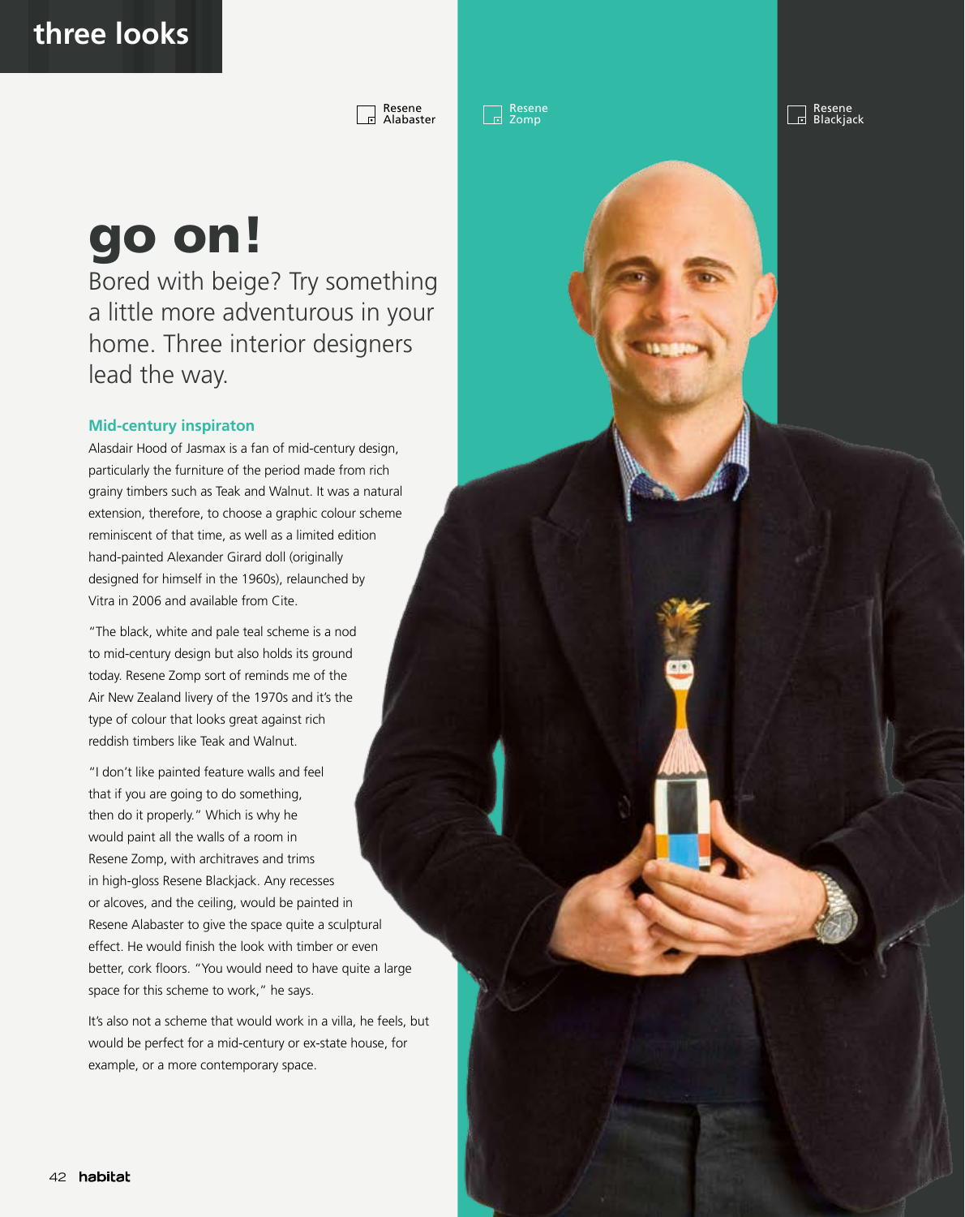three looks

Resene Alabaster

Resene Zomp

Resene Blackjack

# go on!

Bored with beige? Try something a little more adventurous in your home. Three interior designers lead the way.

### Mid-century inspiraton

Alasdair Hood of Jasmax is a fan of mid-century design, particularly the furniture of the period made from rich grainy timbers such as Teak and Walnut. It was a natural extension, therefore, to choose a graphic colour scheme reminiscent of that time, as well as a limited edition hand-painted Alexander Girard doll (originally designed for himself in the 1960s), relaunched by Vitra in 2006 and available from Cite.

"The black, white and pale teal scheme is a nod to mid-century design but also holds its ground today. Resene Zomp sort of reminds me of the Air New Zealand livery of the 1970s and it's the type of colour that looks great against rich reddish timbers like Teak and Walnut.

"I don't like painted feature walls and feel that if you are going to do something, then do it properly." Which is why he would paint all the walls of a room in Resene Zomp, with architraves and trims in high-gloss Resene Blackjack. Any recesses or alcoves, and the ceiling, would be painted in Resene Alabaster to give the space quite a sculptural effect. He would finish the look with timber or even better, cork floors. "You would need to have quite a large space for this scheme to work," he says.

It's also not a scheme that would work in a villa, he feels, but would be perfect for a mid-century or ex-state house, for example, or a more contemporary space.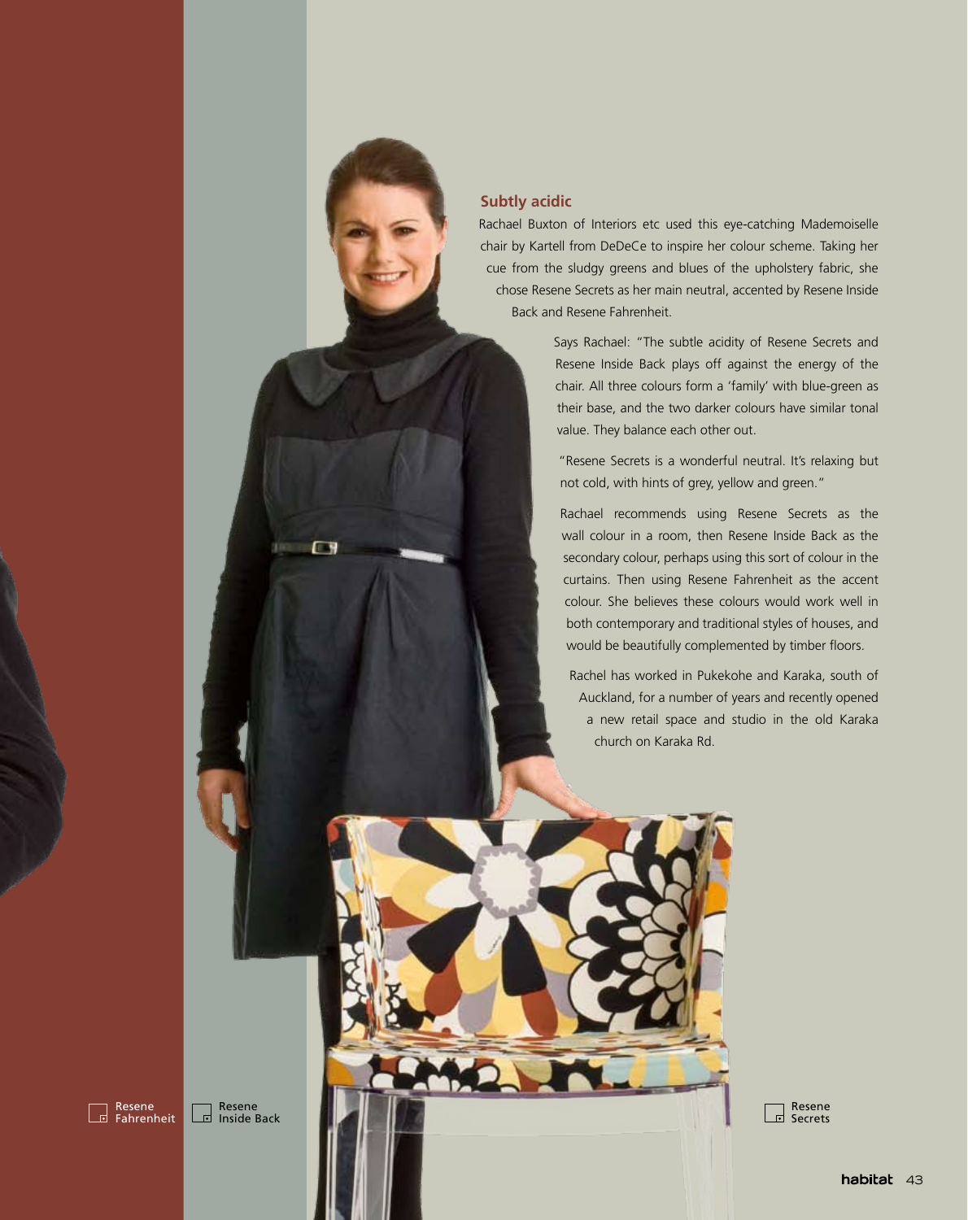## Subtly acidic

Rachael Buxton of Interiors etc used this eye-catching Mademoiselle chair by Kartell from DeDeCe to inspire her colour scheme. Taking her cue from the sludgy greens and blues of the upholstery fabric, she chose Resene Secrets as her main neutral, accented by Resene Inside Back and Resene Fahrenheit.

Says Rachael: "The subtle acidity of Resene Secrets and Resene Inside Back plays off against the energy of the chair. All three colours form a 'family' with blue-green as their base, and the two darker colours have similar tonal value. They balance each other out.

"Resene Secrets is a wonderful neutral. It's relaxing but not cold, with hints of grey, yellow and green."

Rachael recommends using Resene Secrets as the wall colour in a room, then Resene Inside Back as the secondary colour, perhaps using this sort of colour in the curtains. Then using Resene Fahrenheit as the accent colour. She believes these colours would work well in both contemporary and traditional styles of houses, and would be beautifully complemented by timber floors.

Rachel has worked in Pukekohe and Karaka, south of Auckland, for a number of years and recently opened a new retail space and studio in the old Karaka church on Karaka Rd.

Resene Fahrenheit

Resene Inside Back

Resene Secrets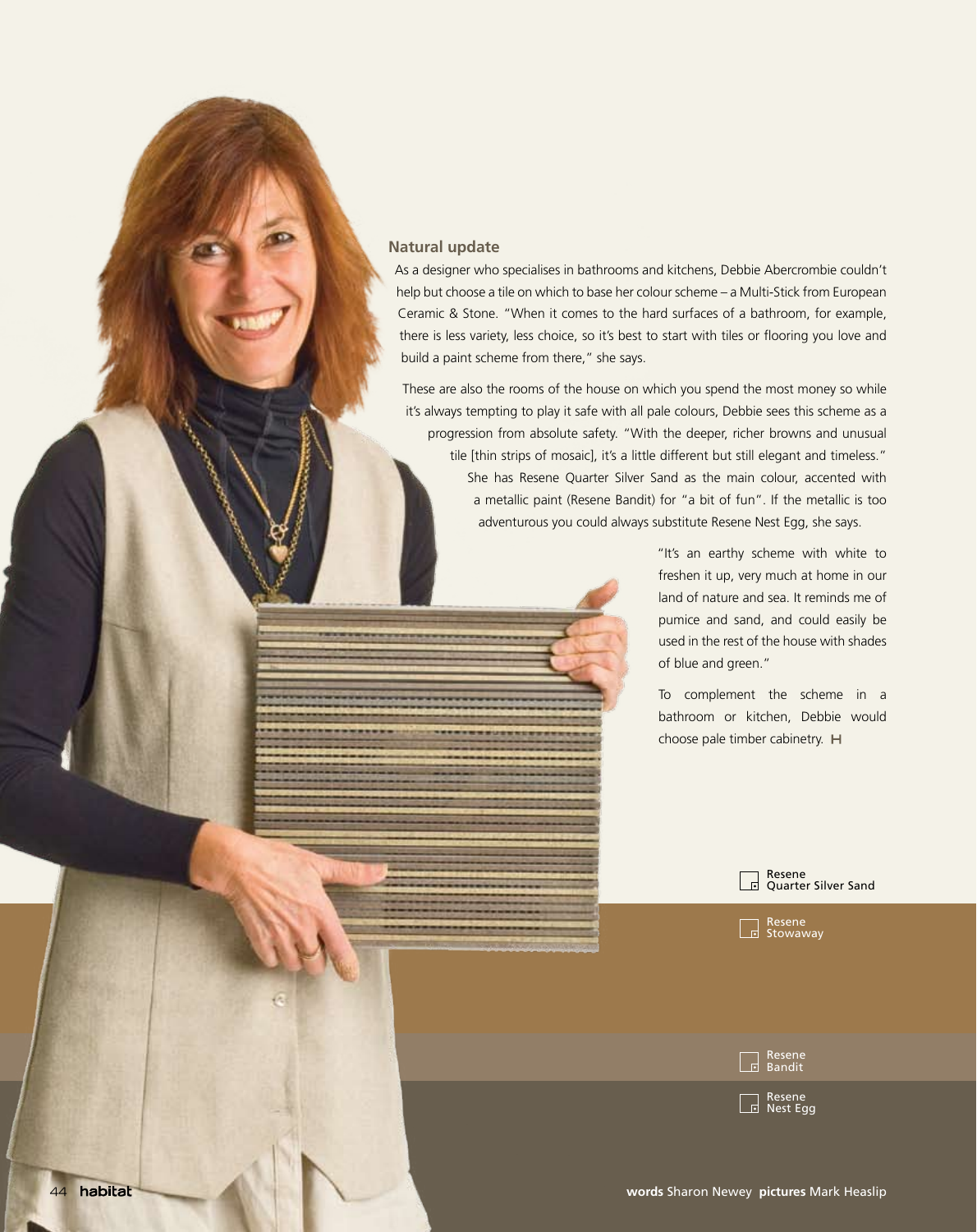## Natural update

As a designer who specialises in bathrooms and kitchens, Debbie Abercrombie couldn't help but choose a tile on which to base her colour scheme – a Multi-Stick from European Ceramic & Stone. "When it comes to the hard surfaces of a bathroom, for example, there is less variety, less choice, so it's best to start with tiles or flooring you love and build a paint scheme from there," she says.

These are also the rooms of the house on which you spend the most money so while it's always tempting to play it safe with all pale colours, Debbie sees this scheme as a progression from absolute safety. "With the deeper, richer browns and unusual tile [thin strips of mosaic], it's a little different but still elegant and timeless." She has Resene Quarter Silver Sand as the main colour, accented with a metallic paint (Resene Bandit) for "a bit of fun". If the metallic is too adventurous you could always substitute Resene Nest Egg, she says.

"It's an earthy scheme with white to freshen it up, very much at home in our land of nature and sea. It reminds me of pumice and sand, and could easily be used in the rest of the house with shades of blue and green."

To complement the scheme in a bathroom or kitchen, Debbie would choose pale timber cabinetry.

Resene Quarter Silver Sand

Resene Stowaway

Resene Bandit

Resene Nest Egg

**words** Sharon Newey **pictures** Mark Heaslip